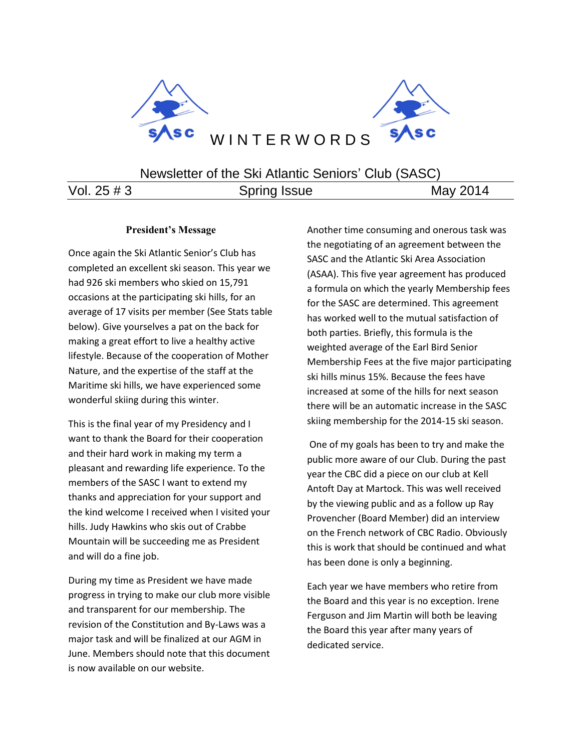# WINTERWORDS

Newsletter of the Ski Atlantic Seniors' Club (SASC)

Vol. 25 # 3 | Spring Issue | May 2014

## President's Message

Once again the Ski Atlantic Senior's Club has completed an excellent ski season. This year we had 926 ski members who skied on 15,791 occasions at the participating ski hills, for an average of 17 visits per member (See Stats table below). Give yourselves a pat on the back for making a great effort to live a healthy active lifestyle. Because of the cooperation of Mother Nature, and the expertise of the staff at the Maritime ski hills, we have experienced some wonderful skiing during this winter.

This is the final year of my Presidency and I want to thank the Board for their cooperation and their hard work in making my term a pleasant and rewarding life experience. To the members of the SASC I want to extend my thanks and appreciation for your support and the kind welcome I received when I visited your hills. Judy Hawkins who skis out of Crabbe Mountain will be succeeding me as President and will do a fine job.

During my time as President we have made progress in trying to make our club more visible and transparent for our membership. The revision of the Constitution and By-Laws was a major task and will be finalized at our AGM in June. Members should note that this document is now available on our website.

Another time consuming and onerous task was the negotiating of an agreement between the SASC and the Atlantic Ski Area Association (ASAA). This five year agreement has produced a formula on which the yearly Membership fees for the SASC are determined. This agreement has worked well to the mutual satisfaction of both parties. Briefly, this formula is the weighted average of the Earl Bird Senior Membership Fees at the five major participating ski hills minus 15%. Because the fees have increased at some of the hills for next season there will be an automatic increase in the SASC skiing membership for the 2014-15 ski season.

One of my goals has been to try and make the public more aware of our Club. During the past year the CBC did a piece on our club at Kell Antoft Day at Martock. This was well received by the viewing public and as a follow up Ray Provencher (Board Member) did an interview on the French network of CBC Radio. Obviously this is work that should be continued and what has been done is only a beginning.

Each year we have members who retire from the Board and this year is no exception. Irene Ferguson and Jim Martin will both be leaving the Board this year after many years of dedicated service.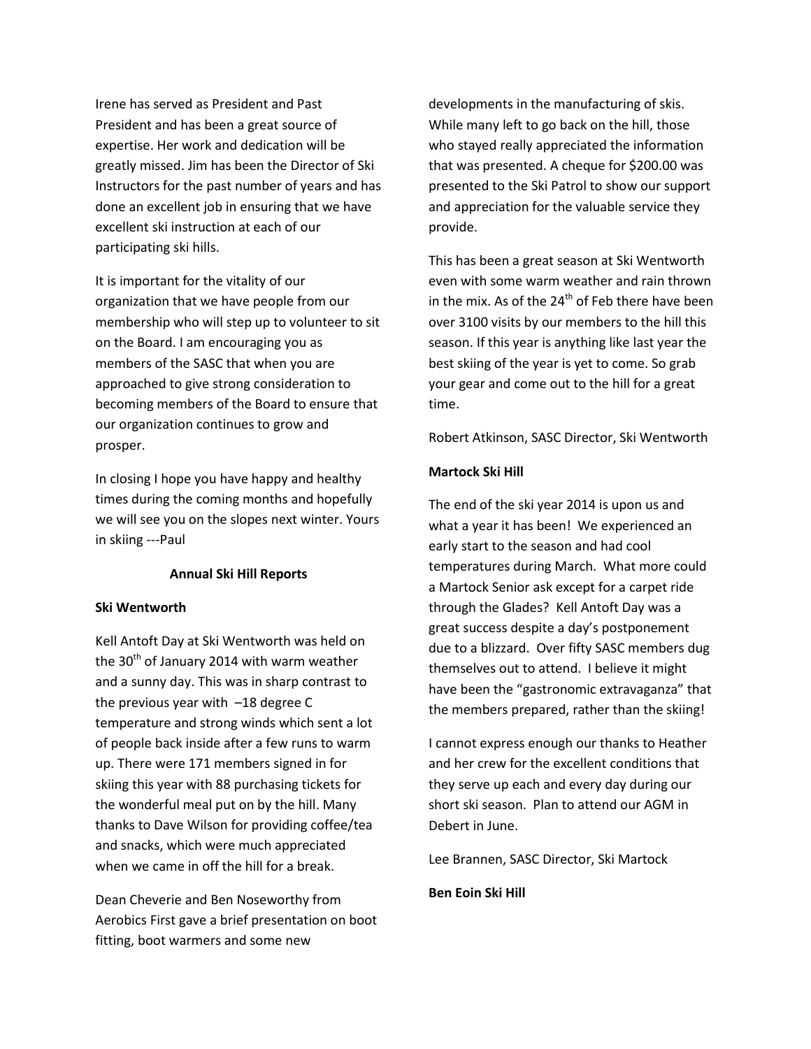Irene has served as President and Past President and has been a great source of expertise. Her work and dedication will be greatly missed. Jim has been the Director of Ski Instructors for the past number of years and has done an excellent job in ensuring that we have excellent ski instruction at each of our participating ski hills.

It is important for the vitality of our organization that we have people from our membership who will step up to volunteer to sit on the Board. I am encouraging you as members of the SASC that when you are approached to give strong consideration to becoming members of the Board to ensure that our organization continues to grow and prosper.

In closing I hope you have happy and healthy times during the coming months and hopefully we will see you on the slopes next winter. Yours in skiing ---Paul

## Annual Ski Hill Reports

### Ski Wentworth

Kell Antoft Day at Ski Wentworth was held on the 30th of January 2014 with warm weather and a sunny day. This was in sharp contrast to the previous year with –18 degree C temperature and strong winds which sent a lot of people back inside after a few runs to warm up. There were 171 members signed in for skiing this year with 88 purchasing tickets for the wonderful meal put on by the hill. Many thanks to Dave Wilson for providing coffee/tea and snacks, which were much appreciated when we came in off the hill for a break.

Dean Cheverie and Ben Noseworthy from Aerobics First gave a brief presentation on boot fitting, boot warmers and some new developments in the manufacturing of skis. While many left to go back on the hill, those who stayed really appreciated the information that was presented. A cheque for $200.00 was presented to the Ski Patrol to show our support and appreciation for the valuable service they provide.

This has been a great season at Ski Wentworth even with some warm weather and rain thrown in the mix. As of the 24th of Feb there have been over 3100 visits by our members to the hill this season. If this year is anything like last year the best skiing of the year is yet to come. So grab your gear and come out to the hill for a great time.

Robert Atkinson, SASC Director, Ski Wentworth

### Martock Ski Hill

The end of the ski year 2014 is upon us and what a year it has been! We experienced an early start to the season and had cool temperatures during March. What more could a Martock Senior ask except for a carpet ride through the Glades? Kell Antoft Day was a great success despite a day's postponement due to a blizzard. Over fifty SASC members dug themselves out to attend. I believe it might have been the "gastronomic extravaganza" that the members prepared, rather than the skiing!

I cannot express enough our thanks to Heather and her crew for the excellent conditions that they serve up each and every day during our short ski season. Plan to attend our AGM in Debert in June.

Lee Brannen, SASC Director, Ski Martock

### Ben Eoin Ski Hill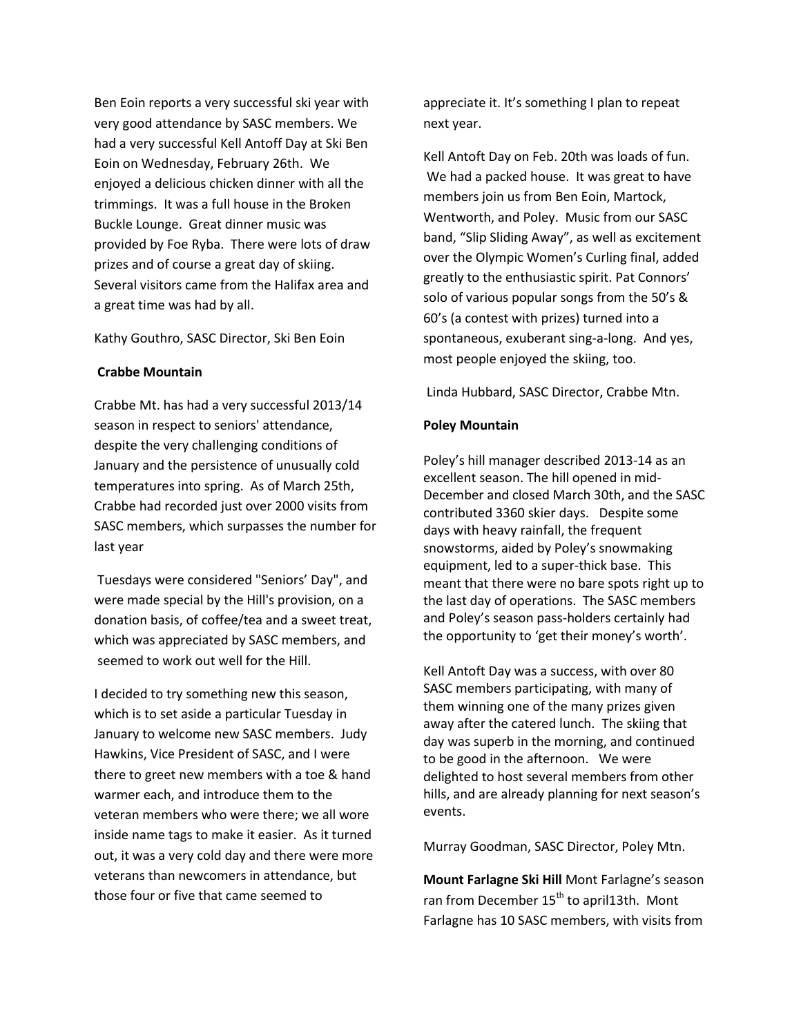Ben Eoin reports a very successful ski year with very good attendance by SASC members. We had a very successful Kell Antoff Day at Ski Ben Eoin on Wednesday, February 26th. We enjoyed a delicious chicken dinner with all the trimmings. It was a full house in the Broken Buckle Lounge. Great dinner music was provided by Foe Ryba. There were lots of draw prizes and of course a great day of skiing. Several visitors came from the Halifax area and a great time was had by all.

Kathy Gouthro, SASC Director, Ski Ben Eoin

**Crabbe Mountain**

Crabbe Mt. has had a very successful 2013/14 season in respect to seniors' attendance, despite the very challenging conditions of January and the persistence of unusually cold temperatures into spring. As of March 25th, Crabbe had recorded just over 2000 visits from SASC members, which surpasses the number for last year

Tuesdays were considered "Seniors' Day", and were made special by the Hill's provision, on a donation basis, of coffee/tea and a sweet treat, which was appreciated by SASC members, and seemed to work out well for the Hill.

I decided to try something new this season, which is to set aside a particular Tuesday in January to welcome new SASC members. Judy Hawkins, Vice President of SASC, and I were there to greet new members with a toe & hand warmer each, and introduce them to the veteran members who were there; we all wore inside name tags to make it easier. As it turned out, it was a very cold day and there were more veterans than newcomers in attendance, but those four or five that came seemed to appreciate it. It's something I plan to repeat next year.

Kell Antoft Day on Feb. 20th was loads of fun. We had a packed house. It was great to have members join us from Ben Eoin, Martock, Wentworth, and Poley. Music from our SASC band, "Slip Sliding Away", as well as excitement over the Olympic Women's Curling final, added greatly to the enthusiastic spirit. Pat Connors' solo of various popular songs from the 50's & 60's (a contest with prizes) turned into a spontaneous, exuberant sing-a-long. And yes, most people enjoyed the skiing, too.

Linda Hubbard, SASC Director, Crabbe Mtn.

**Poley Mountain**

Poley's hill manager described 2013-14 as an excellent season. The hill opened in mid-December and closed March 30th, and the SASC contributed 3360 skier days. Despite some days with heavy rainfall, the frequent snowstorms, aided by Poley's snowmaking equipment, led to a super-thick base. This meant that there were no bare spots right up to the last day of operations. The SASC members and Poley's season pass-holders certainly had the opportunity to 'get their money's worth'.

Kell Antoft Day was a success, with over 80 SASC members participating, with many of them winning one of the many prizes given away after the catered lunch. The skiing that day was superb in the morning, and continued to be good in the afternoon. We were delighted to host several members from other hills, and are already planning for next season's events.

Murray Goodman, SASC Director, Poley Mtn.

**Mount Farlagne Ski Hill** Mont Farlagne's season ran from December 15th to april13th. Mont Farlagne has 10 SASC members, with visits from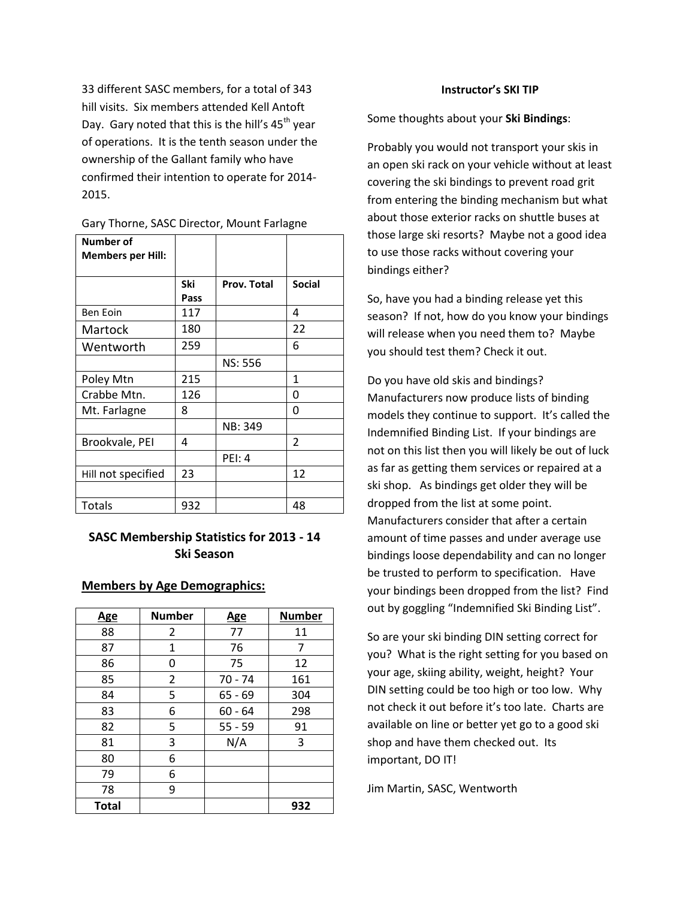33 different SASC members, for a total of 343 hill visits. Six members attended Kell Antoft Day. Gary noted that this is the hill's 45th year of operations. It is the tenth season under the ownership of the Gallant family who have confirmed their intention to operate for 2014-2015.

Gary Thorne, SASC Director, Mount Farlagne

| **Number of Members per Hill:** | | | |
|---|---|---|---|
| | **Ski Pass** | **Prov. Total** | **Social** |
| Ben Eoin | 117 | | 4 |
| Martock | 180 | | 22 |
| Wentworth | 259 | | 6 |
| | | NS: 556 | |
| Poley Mtn | 215 | | 1 |
| Crabbe Mtn. | 126 | | 0 |
| Mt. Farlagne | 8 | | 0 |
| | | NB: 349 | |
| Brookvale, PEI | 4 | | 2 |
| | | PEI: 4 | |
| Hill not specified | 23 | | 12 |
| | | | |
| Totals | 932 | | 48 |

## SASC Membership Statistics for 2013 - 14 Ski Season

### Members by Age Demographics:

| Age | Number | Age | Number |
|---|---|---|---|
| 88 | 2 | 77 | 11 |
| 87 | 1 | 76 | 7 |
| 86 | 0 | 75 | 12 |
| 85 | 2 | 70 - 74 | 161 |
| 84 | 5 | 65 - 69 | 304 |
| 83 | 6 | 60 - 64 | 298 |
| 82 | 5 | 55 - 59 | 91 |
| 81 | 3 | N/A | 3 |
| 80 | 6 | | |
| 79 | 6 | | |
| 78 | 9 | | |
| **Total** | | | **932** |

### Instructor's SKI TIP

Some thoughts about your **Ski Bindings**:

Probably you would not transport your skis in an open ski rack on your vehicle without at least covering the ski bindings to prevent road grit from entering the binding mechanism but what about those exterior racks on shuttle buses at those large ski resorts? Maybe not a good idea to use those racks without covering your bindings either?

So, have you had a binding release yet this season? If not, how do you know your bindings will release when you need them to? Maybe you should test them? Check it out.

Do you have old skis and bindings? Manufacturers now produce lists of binding models they continue to support. It's called the Indemnified Binding List. If your bindings are not on this list then you will likely be out of luck as far as getting them services or repaired at a ski shop. As bindings get older they will be dropped from the list at some point. Manufacturers consider that after a certain amount of time passes and under average use bindings loose dependability and can no longer be trusted to perform to specification. Have your bindings been dropped from the list? Find out by goggling "Indemnified Ski Binding List".

So are your ski binding DIN setting correct for you? What is the right setting for you based on your age, skiing ability, weight, height? Your DIN setting could be too high or too low. Why not check it out before it's too late. Charts are available on line or better yet go to a good ski shop and have them checked out. Its important, DO IT!

Jim Martin, SASC, Wentworth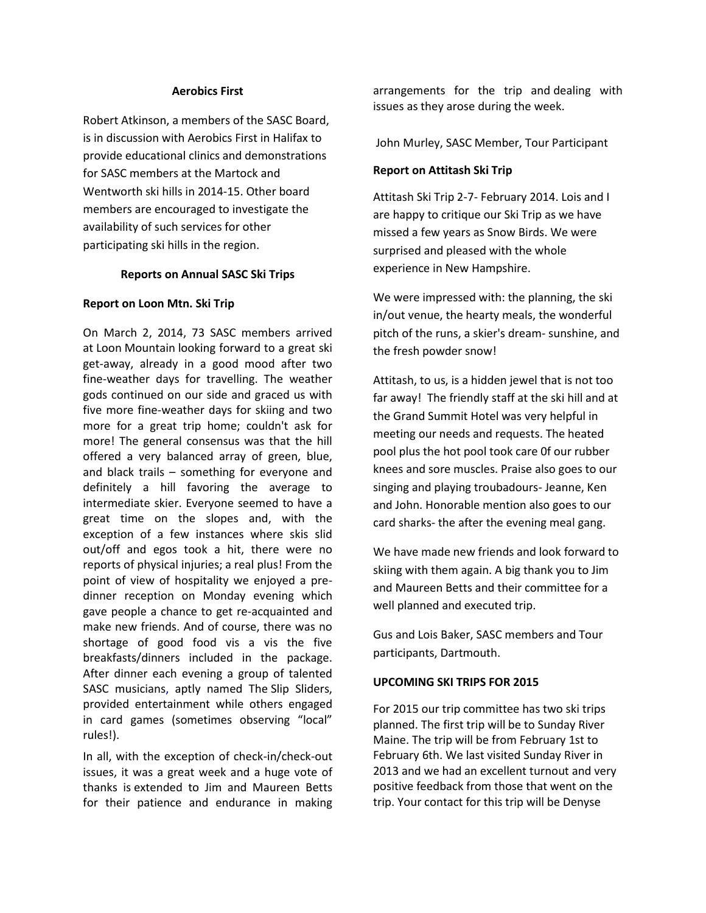### Aerobics First

Robert Atkinson, a members of the SASC Board, is in discussion with Aerobics First in Halifax to provide educational clinics and demonstrations for SASC members at the Martock and Wentworth ski hills in 2014-15. Other board members are encouraged to investigate the availability of such services for other participating ski hills in the region.

### Reports on Annual SASC Ski Trips

**Report on Loon Mtn. Ski Trip**

On March 2, 2014, 73 SASC members arrived at Loon Mountain looking forward to a great ski get-away, already in a good mood after two fine-weather days for travelling. The weather gods continued on our side and graced us with five more fine-weather days for skiing and two more for a great trip home; couldn't ask for more! The general consensus was that the hill offered a very balanced array of green, blue, and black trails – something for everyone and definitely a hill favoring the average to intermediate skier. Everyone seemed to have a great time on the slopes and, with the exception of a few instances where skis slid out/off and egos took a hit, there were no reports of physical injuries; a real plus! From the point of view of hospitality we enjoyed a pre-dinner reception on Monday evening which gave people a chance to get re-acquainted and make new friends. And of course, there was no shortage of good food vis a vis the five breakfasts/dinners included in the package. After dinner each evening a group of talented SASC musicians, aptly named The Slip Sliders, provided entertainment while others engaged in card games (sometimes observing "local" rules!).

In all, with the exception of check-in/check-out issues, it was a great week and a huge vote of thanks is extended to Jim and Maureen Betts for their patience and endurance in making arrangements for the trip and dealing with issues as they arose during the week.

John Murley, SASC Member, Tour Participant

**Report on Attitash Ski Trip**

Attitash Ski Trip 2-7- February 2014. Lois and I are happy to critique our Ski Trip as we have missed a few years as Snow Birds. We were surprised and pleased with the whole experience in New Hampshire.

We were impressed with: the planning, the ski in/out venue, the hearty meals, the wonderful pitch of the runs, a skier's dream- sunshine, and the fresh powder snow!

Attitash, to us, is a hidden jewel that is not too far away! The friendly staff at the ski hill and at the Grand Summit Hotel was very helpful in meeting our needs and requests. The heated pool plus the hot pool took care 0f our rubber knees and sore muscles. Praise also goes to our singing and playing troubadours- Jeanne, Ken and John. Honorable mention also goes to our card sharks- the after the evening meal gang.

We have made new friends and look forward to skiing with them again. A big thank you to Jim and Maureen Betts and their committee for a well planned and executed trip.

Gus and Lois Baker, SASC members and Tour participants, Dartmouth.

**UPCOMING SKI TRIPS FOR 2015**

For 2015 our trip committee has two ski trips planned. The first trip will be to Sunday River Maine. The trip will be from February 1st to February 6th. We last visited Sunday River in 2013 and we had an excellent turnout and very positive feedback from those that went on the trip. Your contact for this trip will be Denyse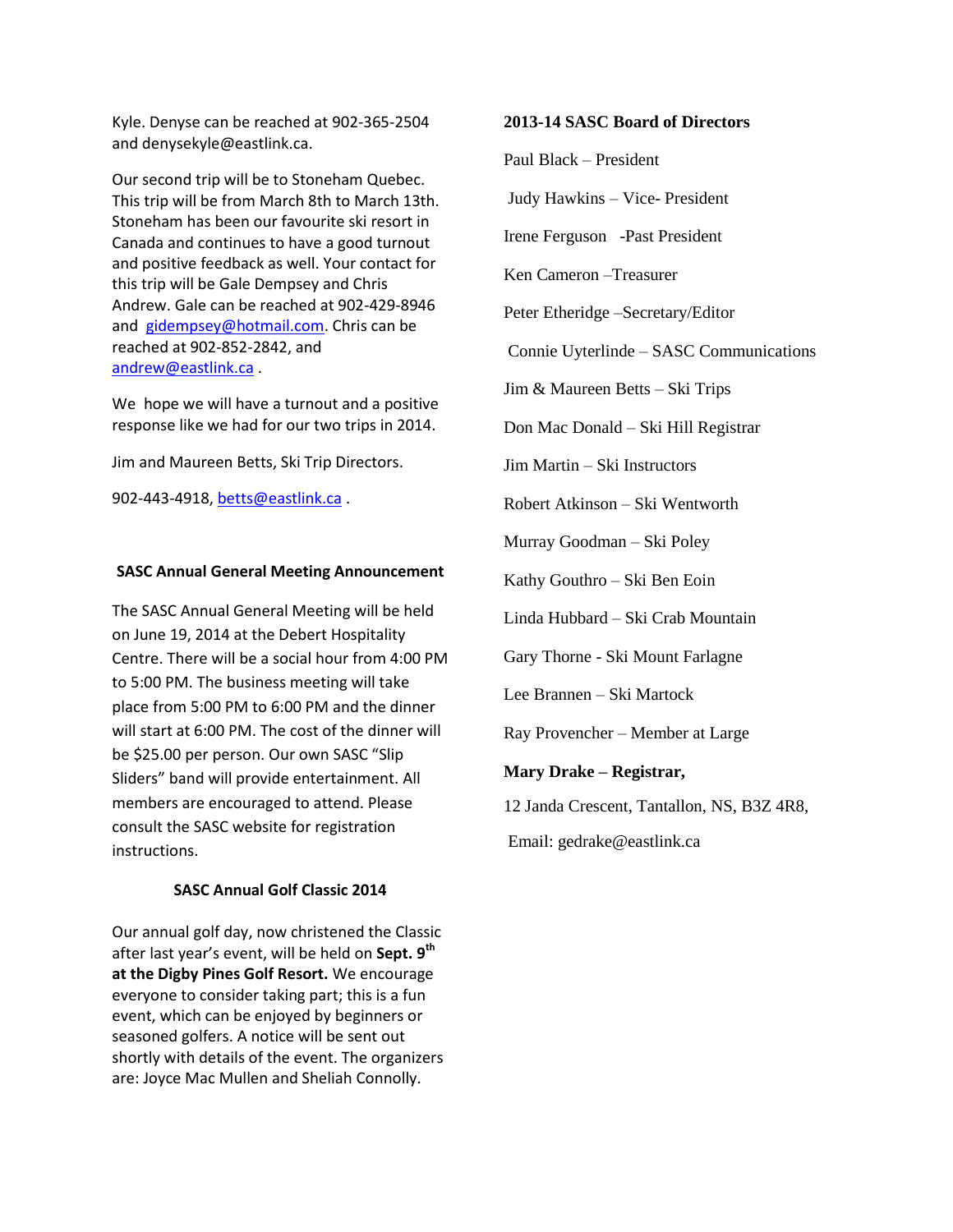Kyle. Denyse can be reached at 902-365-2504 and denysekyle@eastlink.ca.

Our second trip will be to Stoneham Quebec. This trip will be from March 8th to March 13th. Stoneham has been our favourite ski resort in Canada and continues to have a good turnout and positive feedback as well. Your contact for this trip will be Gale Dempsey and Chris Andrew. Gale can be reached at 902-429-8946 and gidempsey@hotmail.com. Chris can be reached at 902-852-2842, and andrew@eastlink.ca .

We hope we will have a turnout and a positive response like we had for our two trips in 2014.

Jim and Maureen Betts, Ski Trip Directors.

902-443-4918, betts@eastlink.ca .

**SASC Annual General Meeting Announcement**

The SASC Annual General Meeting will be held on June 19, 2014 at the Debert Hospitality Centre. There will be a social hour from 4:00 PM to 5:00 PM. The business meeting will take place from 5:00 PM to 6:00 PM and the dinner will start at 6:00 PM. The cost of the dinner will be $25.00 per person. Our own SASC "Slip Sliders" band will provide entertainment. All members are encouraged to attend. Please consult the SASC website for registration instructions.

**SASC Annual Golf Classic 2014**

Our annual golf day, now christened the Classic after last year's event, will be held on **Sept. 9th at the Digby Pines Golf Resort.** We encourage everyone to consider taking part; this is a fun event, which can be enjoyed by beginners or seasoned golfers. A notice will be sent out shortly with details of the event. The organizers are: Joyce Mac Mullen and Sheliah Connolly.

**2013-14 SASC Board of Directors**

Paul Black – President

Judy Hawkins – Vice- President

Irene Ferguson -Past President

Ken Cameron –Treasurer

Peter Etheridge –Secretary/Editor

Connie Uyterlinde – SASC Communications

Jim & Maureen Betts – Ski Trips

Don Mac Donald – Ski Hill Registrar

Jim Martin – Ski Instructors

Robert Atkinson – Ski Wentworth

Murray Goodman – Ski Poley

Kathy Gouthro – Ski Ben Eoin

Linda Hubbard – Ski Crab Mountain

Gary Thorne - Ski Mount Farlagne

Lee Brannen – Ski Martock

Ray Provencher – Member at Large

**Mary Drake – Registrar,**

12 Janda Crescent, Tantallon, NS, B3Z 4R8,

Email: gedrake@eastlink.ca